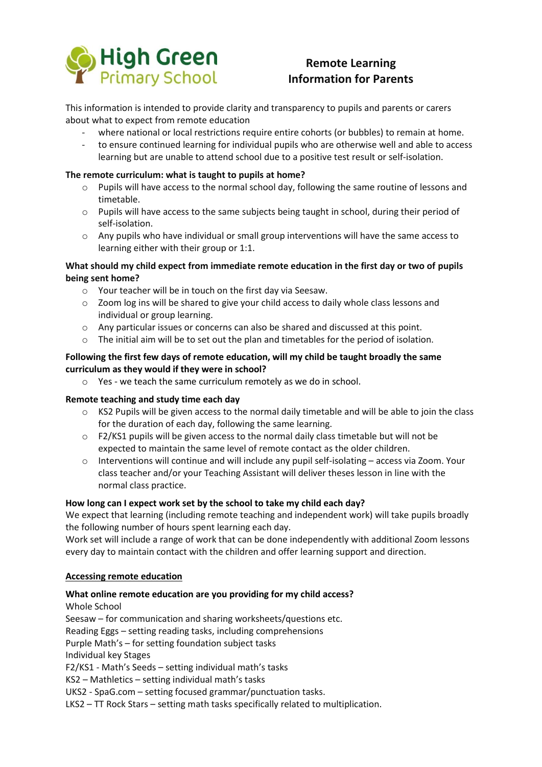High Green Primary School

# Remote Learning Information for Parents

This information is intended to provide clarity and transparency to pupils and parents or carers about what to expect from remote education

- where national or local restrictions require entire cohorts (or bubbles) to remain at home.
- to ensure continued learning for individual pupils who are otherwise well and able to access learning but are unable to attend school due to a positive test result or self-isolation.

**The remote curriculum: what is taught to pupils at home?**

- Pupils will have access to the normal school day, following the same routine of lessons and timetable.
- Pupils will have access to the same subjects being taught in school, during their period of self-isolation.
- Any pupils who have individual or small group interventions will have the same access to learning either with their group or 1:1.

**What should my child expect from immediate remote education in the first day or two of pupils being sent home?**

- Your teacher will be in touch on the first day via Seesaw.
- Zoom log ins will be shared to give your child access to daily whole class lessons and individual or group learning.
- Any particular issues or concerns can also be shared and discussed at this point.
- The initial aim will be to set out the plan and timetables for the period of isolation.

**Following the first few days of remote education, will my child be taught broadly the same curriculum as they would if they were in school?**

- Yes - we teach the same curriculum remotely as we do in school.

**Remote teaching and study time each day**

- KS2 Pupils will be given access to the normal daily timetable and will be able to join the class for the duration of each day, following the same learning.
- F2/KS1 pupils will be given access to the normal daily class timetable but will not be expected to maintain the same level of remote contact as the older children.
- Interventions will continue and will include any pupil self-isolating – access via Zoom. Your class teacher and/or your Teaching Assistant will deliver theses lesson in line with the normal class practice.

**How long can I expect work set by the school to take my child each day?**

We expect that learning (including remote teaching and independent work) will take pupils broadly the following number of hours spent learning each day.

Work set will include a range of work that can be done independently with additional Zoom lessons every day to maintain contact with the children and offer learning support and direction.

## Accessing remote education

**What online remote education are you providing for my child access?**

Whole School

Seesaw – for communication and sharing worksheets/questions etc.

Reading Eggs – setting reading tasks, including comprehensions

Purple Math's – for setting foundation subject tasks

Individual key Stages

F2/KS1 - Math's Seeds – setting individual math's tasks

KS2 – Mathletics – setting individual math's tasks

UKS2 - SpaG.com – setting focused grammar/punctuation tasks.

LKS2 – TT Rock Stars – setting math tasks specifically related to multiplication.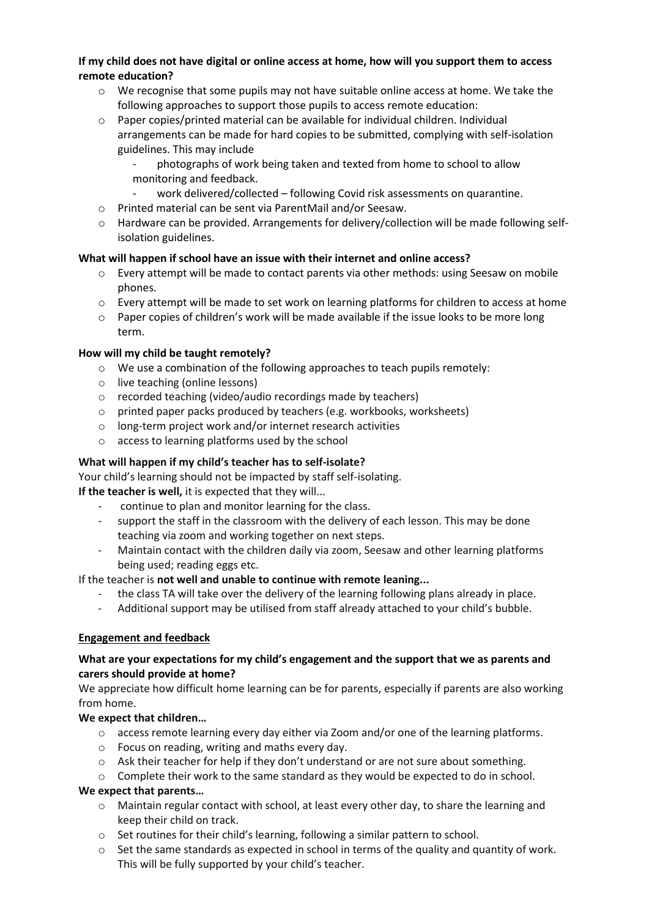**If my child does not have digital or online access at home, how will you support them to access remote education?**

- We recognise that some pupils may not have suitable online access at home. We take the following approaches to support those pupils to access remote education:
- Paper copies/printed material can be available for individual children. Individual arrangements can be made for hard copies to be submitted, complying with self-isolation guidelines. This may include
  - photographs of work being taken and texted from home to school to allow monitoring and feedback.
  - work delivered/collected – following Covid risk assessments on quarantine.
- Printed material can be sent via ParentMail and/or Seesaw.
- Hardware can be provided. Arrangements for delivery/collection will be made following self-isolation guidelines.

**What will happen if school have an issue with their internet and online access?**

- Every attempt will be made to contact parents via other methods: using Seesaw on mobile phones.
- Every attempt will be made to set work on learning platforms for children to access at home
- Paper copies of children's work will be made available if the issue looks to be more long term.

**How will my child be taught remotely?**

- We use a combination of the following approaches to teach pupils remotely:
- live teaching (online lessons)
- recorded teaching (video/audio recordings made by teachers)
- printed paper packs produced by teachers (e.g. workbooks, worksheets)
- long-term project work and/or internet research activities
- access to learning platforms used by the school

**What will happen if my child's teacher has to self-isolate?**

Your child's learning should not be impacted by staff self-isolating.

**If the teacher is well,** it is expected that they will...

- continue to plan and monitor learning for the class.
- support the staff in the classroom with the delivery of each lesson. This may be done teaching via zoom and working together on next steps.
- Maintain contact with the children daily via zoom, Seesaw and other learning platforms being used; reading eggs etc.

If the teacher is **not well and unable to continue with remote leaning...**

- the class TA will take over the delivery of the learning following plans already in place.
- Additional support may be utilised from staff already attached to your child's bubble.

<u>**Engagement and feedback**</u>

**What are your expectations for my child's engagement and the support that we as parents and carers should provide at home?**

We appreciate how difficult home learning can be for parents, especially if parents are also working from home.

**We expect that children…**

- access remote learning every day either via Zoom and/or one of the learning platforms.
- Focus on reading, writing and maths every day.
- Ask their teacher for help if they don't understand or are not sure about something.
- Complete their work to the same standard as they would be expected to do in school.

**We expect that parents…**

- Maintain regular contact with school, at least every other day, to share the learning and keep their child on track.
- Set routines for their child's learning, following a similar pattern to school.
- Set the same standards as expected in school in terms of the quality and quantity of work. This will be fully supported by your child's teacher.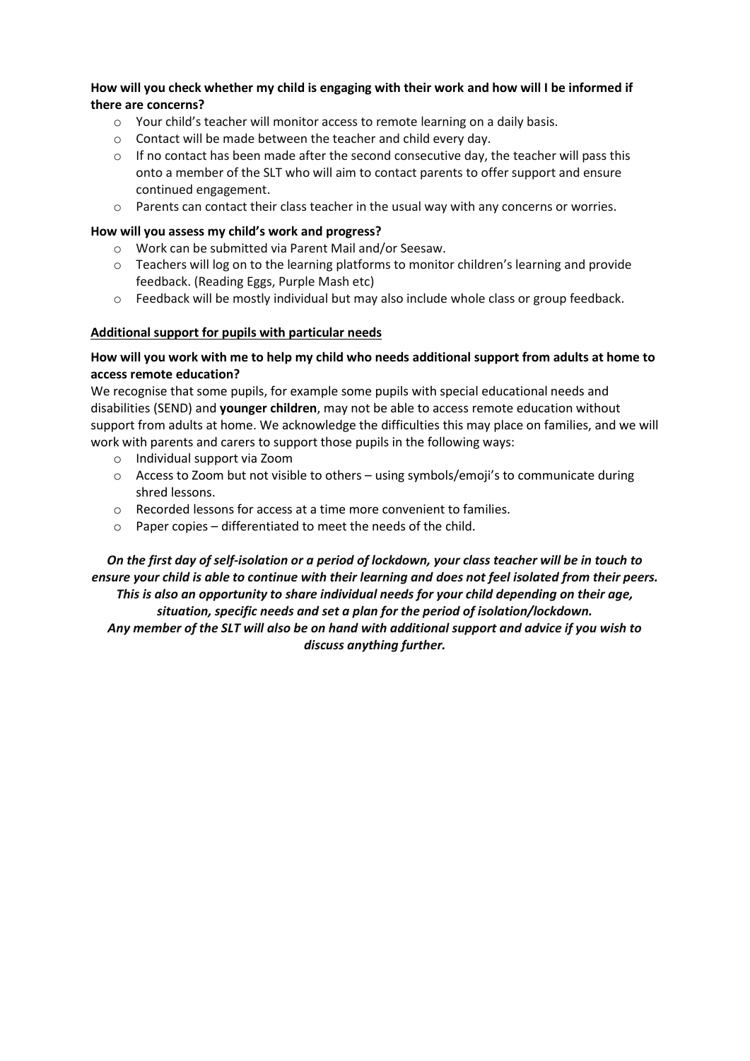**How will you check whether my child is engaging with their work and how will I be informed if there are concerns?**

- Your child's teacher will monitor access to remote learning on a daily basis.
- Contact will be made between the teacher and child every day.
- If no contact has been made after the second consecutive day, the teacher will pass this onto a member of the SLT who will aim to contact parents to offer support and ensure continued engagement.
- Parents can contact their class teacher in the usual way with any concerns or worries.

**How will you assess my child's work and progress?**

- Work can be submitted via Parent Mail and/or Seesaw.
- Teachers will log on to the learning platforms to monitor children's learning and provide feedback. (Reading Eggs, Purple Mash etc)
- Feedback will be mostly individual but may also include whole class or group feedback.

**<u>Additional support for pupils with particular needs</u>**

**How will you work with me to help my child who needs additional support from adults at home to access remote education?**

We recognise that some pupils, for example some pupils with special educational needs and disabilities (SEND) and **younger children**, may not be able to access remote education without support from adults at home. We acknowledge the difficulties this may place on families, and we will work with parents and carers to support those pupils in the following ways:

- Individual support via Zoom
- Access to Zoom but not visible to others – using symbols/emoji's to communicate during shred lessons.
- Recorded lessons for access at a time more convenient to families.
- Paper copies – differentiated to meet the needs of the child.

***On the first day of self-isolation or a period of lockdown, your class teacher will be in touch to ensure your child is able to continue with their learning and does not feel isolated from their peers. This is also an opportunity to share individual needs for your child depending on their age, situation, specific needs and set a plan for the period of isolation/lockdown. Any member of the SLT will also be on hand with additional support and advice if you wish to discuss anything further.***